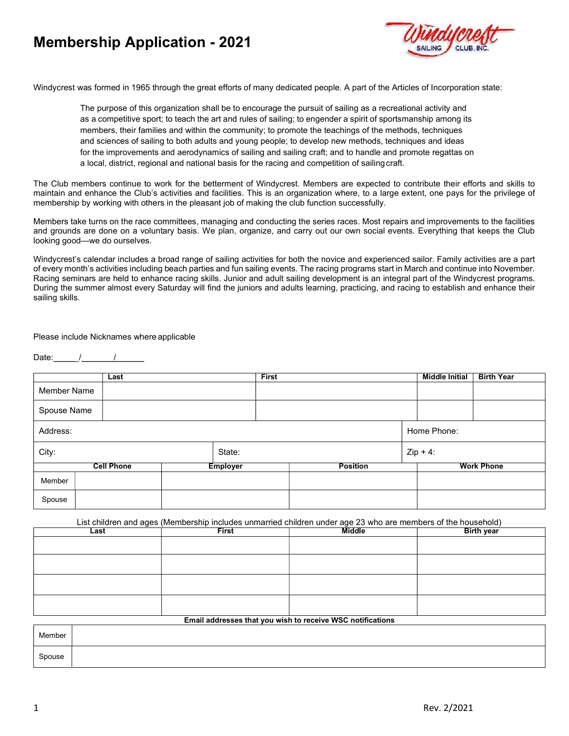# Membership Application - 2021

Windycrest Sailing Club, Inc.

Windycrest was formed in 1965 through the great efforts of many dedicated people. A part of the Articles of Incorporation state:

> The purpose of this organization shall be to encourage the pursuit of sailing as a recreational activity and as a competitive sport; to teach the art and rules of sailing; to engender a spirit of sportsmanship among its members, their families and within the community; to promote the teachings of the methods, techniques and sciences of sailing to both adults and young people; to develop new methods, techniques and ideas for the improvements and aerodynamics of sailing and sailing craft; and to handle and promote regattas on a local, district, regional and national basis for the racing and competition of sailing craft.

The Club members continue to work for the betterment of Windycrest. Members are expected to contribute their efforts and skills to maintain and enhance the Club's activities and facilities. This is an organization where, to a large extent, one pays for the privilege of membership by working with others in the pleasant job of making the club function successfully.

Members take turns on the race committees, managing and conducting the series races. Most repairs and improvements to the facilities and grounds are done on a voluntary basis. We plan, organize, and carry out our own social events. Everything that keeps the Club looking good—we do ourselves.

Windycrest's calendar includes a broad range of sailing activities for both the novice and experienced sailor. Family activities are a part of every month's activities including beach parties and fun sailing events. The racing programs start in March and continue into November. Racing seminars are held to enhance racing skills. Junior and adult sailing development is an integral part of the Windycrest programs. During the summer almost every Saturday will find the juniors and adults learning, practicing, and racing to establish and enhance their sailing skills.

Please include Nicknames where applicable

Date:_____/_______/______

| | Last | First | Middle Initial | Birth Year |
|---|---|---|---|---|
| Member Name | | | | |
| Spouse Name | | | | |

| Address: | | Home Phone: |
|---|---|---|
| City: | State: | Zip + 4: |

| | Cell Phone | Employer | Position | Work Phone |
|---|---|---|---|---|
| Member | | | | |
| Spouse | | | | |

List children and ages (Membership includes unmarried children under age 23 who are members of the household)

| Last | First | Middle | Birth year |
|---|---|---|---|
| | | | |
| | | | |
| | | | |
| | | | |

**Email addresses that you wish to receive WSC notifications**

| | |
|---|---|
| Member | |
| Spouse | |

Rev. 2/2021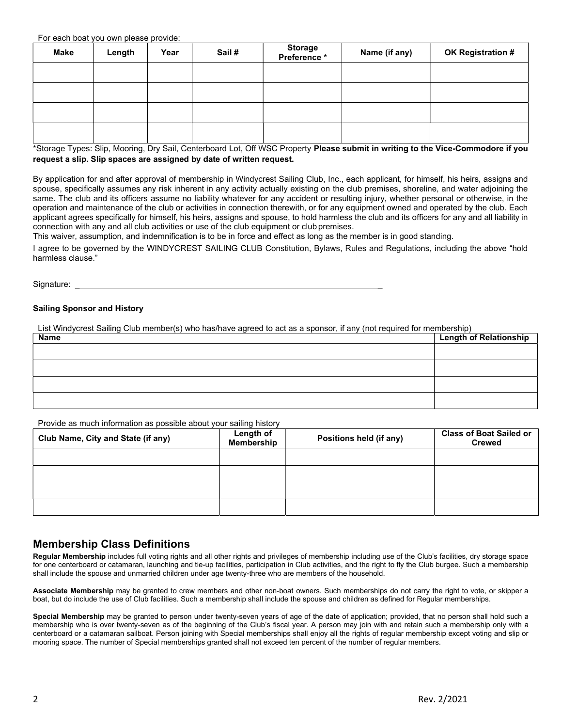For each boat you own please provide:

| Make | Length | Year | Sail # | Storage Preference * | Name (if any) | OK Registration # |
| --- | --- | --- | --- | --- | --- | --- |
| | | | | | | |
| | | | | | | |
| | | | | | | |
| | | | | | | |

*Storage Types: Slip, Mooring, Dry Sail, Centerboard Lot, Off WSC Property **Please submit in writing to the Vice-Commodore if you request a slip. Slip spaces are assigned by date of written request.**

By application for and after approval of membership in Windycrest Sailing Club, Inc., each applicant, for himself, his heirs, assigns and spouse, specifically assumes any risk inherent in any activity actually existing on the club premises, shoreline, and water adjoining the same. The club and its officers assume no liability whatever for any accident or resulting injury, whether personal or otherwise, in the operation and maintenance of the club or activities in connection therewith, or for any equipment owned and operated by the club. Each applicant agrees specifically for himself, his heirs, assigns and spouse, to hold harmless the club and its officers for any and all liability in connection with any and all club activities or use of the club equipment or club premises.
This waiver, assumption, and indemnification is to be in force and effect as long as the member is in good standing.

I agree to be governed by the WINDYCREST SAILING CLUB Constitution, Bylaws, Rules and Regulations, including the above "hold harmless clause."

Signature: ______________________________________________________________________

**Sailing Sponsor and History**

List Windycrest Sailing Club member(s) who has/have agreed to act as a sponsor, if any (not required for membership)

| Name | Length of Relationship |
| --- | --- |
| | |
| | |
| | |
| | |

Provide as much information as possible about your sailing history

| Club Name, City and State (if any) | Length of Membership | Positions held (if any) | Class of Boat Sailed or Crewed |
| --- | --- | --- | --- |
| | | | |
| | | | |
| | | | |
| | | | |

## Membership Class Definitions

**Regular Membership** includes full voting rights and all other rights and privileges of membership including use of the Club's facilities, dry storage space for one centerboard or catamaran, launching and tie-up facilities, participation in Club activities, and the right to fly the Club burgee. Such a membership shall include the spouse and unmarried children under age twenty-three who are members of the household.

**Associate Membership** may be granted to crew members and other non-boat owners. Such memberships do not carry the right to vote, or skipper a boat, but do include the use of Club facilities. Such a membership shall include the spouse and children as defined for Regular memberships.

**Special Membership** may be granted to person under twenty-seven years of age of the date of application; provided, that no person shall hold such a membership who is over twenty-seven as of the beginning of the Club's fiscal year. A person may join with and retain such a membership only with a centerboard or a catamaran sailboat. Person joining with Special memberships shall enjoy all the rights of regular membership except voting and slip or mooring space. The number of Special memberships granted shall not exceed ten percent of the number of regular members.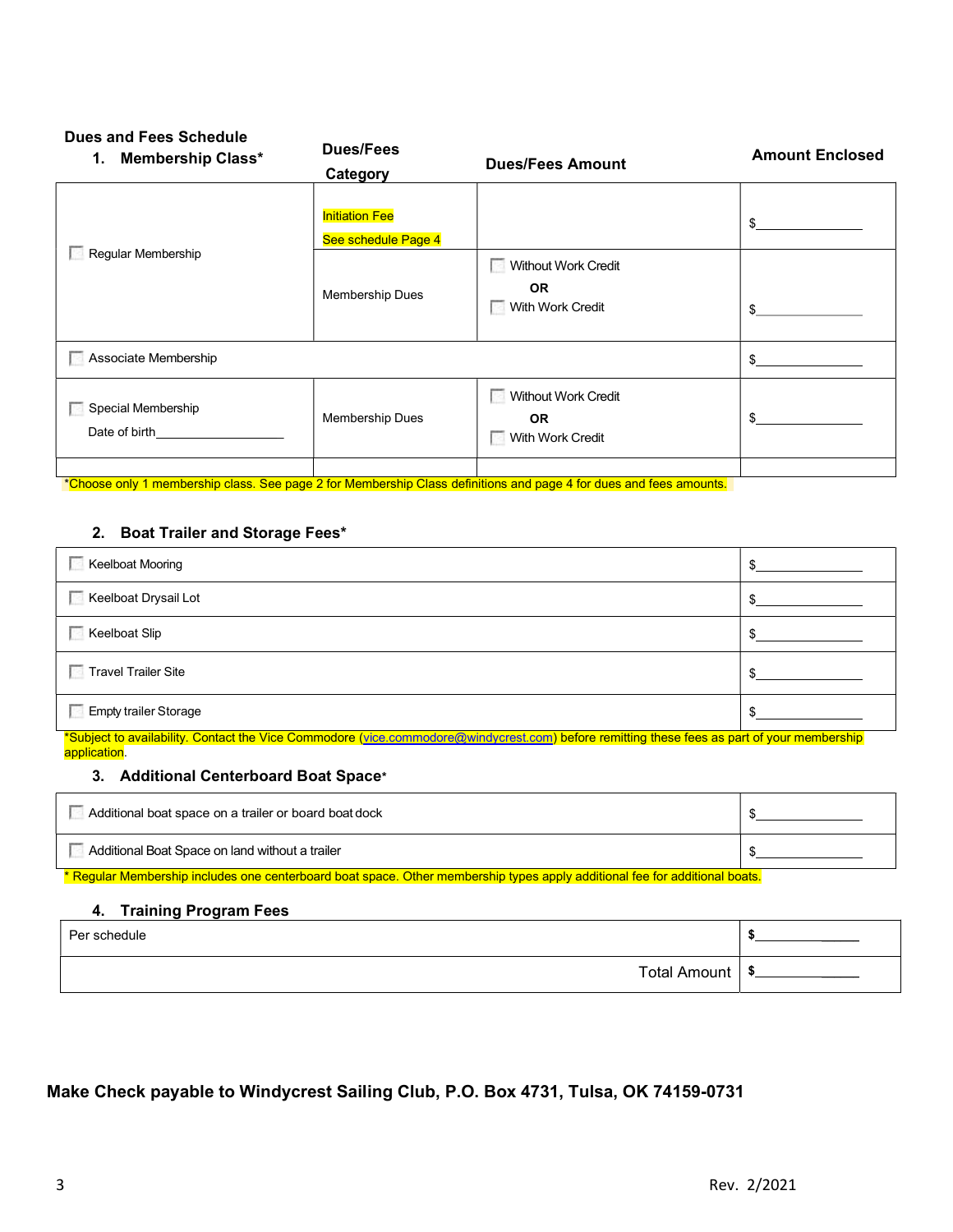## Dues and Fees Schedule

### 1. Membership Class*

| Membership Class* | Dues/Fees Category | Dues/Fees Amount | Amount Enclosed |
|---|---|---|---|
| ☐ Regular Membership | Initiation Fee See schedule Page 4 | | $____________ |
| | Membership Dues | ☐ Without Work Credit **OR** ☐ With Work Credit | $____________ |
| ☐ Associate Membership | | | $____________ |
| ☐ Special Membership Date of birth________________ | Membership Dues | ☐ Without Work Credit **OR** ☐ With Work Credit | $____________ |
| | | | |

*Choose only 1 membership class. See page 2 for Membership Class definitions and page 4 for dues and fees amounts.

### 2. Boat Trailer and Storage Fees*

| | |
|---|---|
| ☐ Keelboat Mooring | $____________ |
| ☐ Keelboat Drysail Lot | $____________ |
| ☐ Keelboat Slip | $____________ |
| ☐ Travel Trailer Site | $____________ |
| ☐ Empty trailer Storage | $____________ |

*Subject to availability. Contact the Vice Commodore (vice.commodore@windycrest.com) before remitting these fees as part of your membership application.

### 3. Additional Centerboard Boat Space*

| | |
|---|---|
| ☐ Additional boat space on a trailer or board boat dock | $____________ |
| ☐ Additional Boat Space on land without a trailer | $____________ |

* Regular Membership includes one centerboard boat space. Other membership types apply additional fee for additional boats.

### 4. Training Program Fees

| | |
|---|---|
| Per schedule | **$**____________ |
| Total Amount | **$**____________ |

**Make Check payable to Windycrest Sailing Club, P.O. Box 4731, Tulsa, OK 74159-0731**

Rev. 2/2021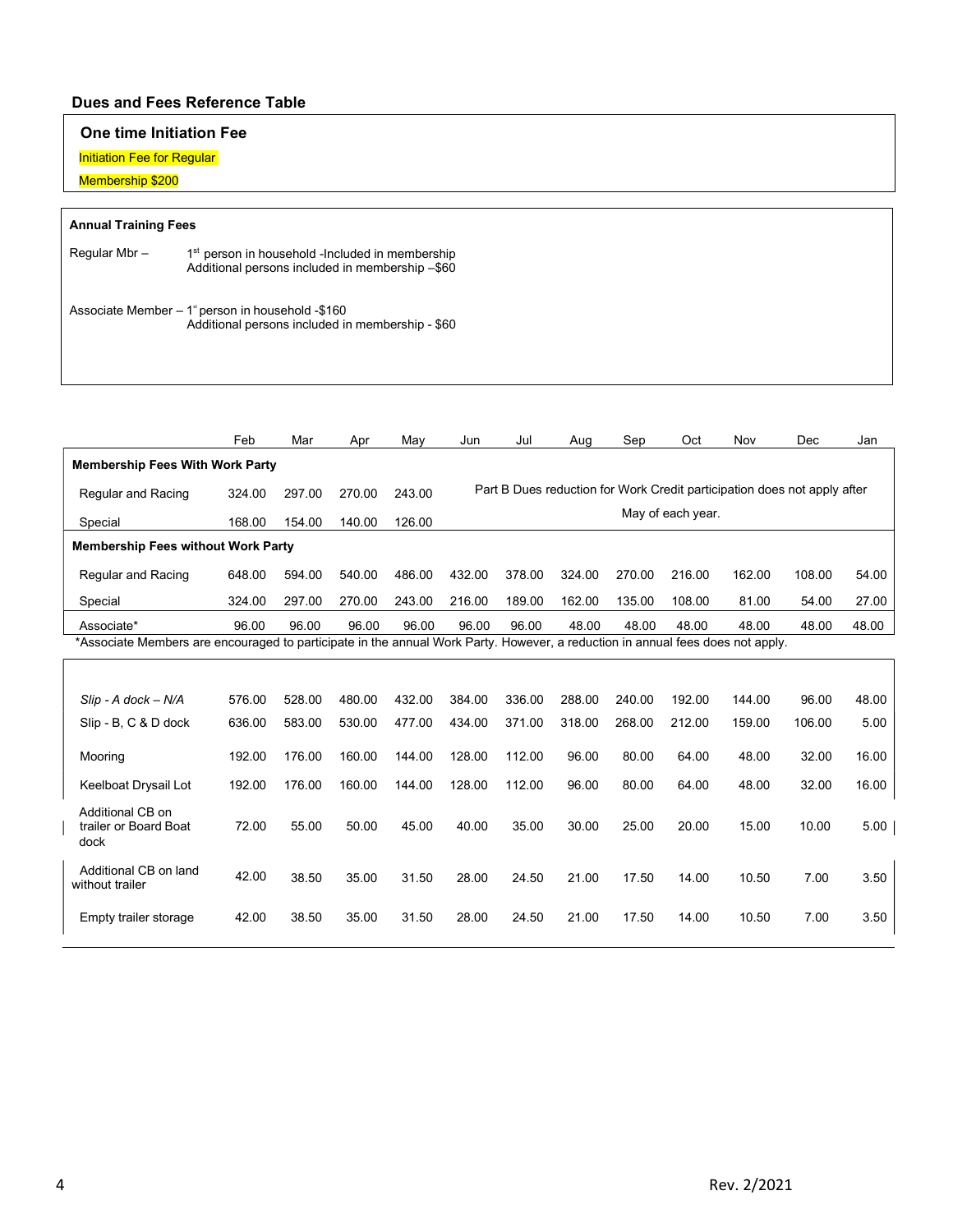## Dues and Fees Reference Table

### One time Initiation Fee

Initiation Fee for Regular Membership $200

**Annual Training Fees**

Regular Mbr – 1st person in household -Included in membership
Additional persons included in membership –$60

Associate Member – 1st person in household -$160
Additional persons included in membership - $60

| | Feb | Mar | Apr | May | Jun | Jul | Aug | Sep | Oct | Nov | Dec | Jan |
|---|---|---|---|---|---|---|---|---|---|---|---|---|
| **Membership Fees With Work Party** | | | | | | | | | | | | |
| Regular and Racing | 324.00 | 297.00 | 270.00 | 243.00 | Part B Dues reduction for Work Credit participation does not apply after May of each year. | | | | | | | |
| Special | 168.00 | 154.00 | 140.00 | 126.00 | | | | | | | | |
| **Membership Fees without Work Party** | | | | | | | | | | | | |
| Regular and Racing | 648.00 | 594.00 | 540.00 | 486.00 | 432.00 | 378.00 | 324.00 | 270.00 | 216.00 | 162.00 | 108.00 | 54.00 |
| Special | 324.00 | 297.00 | 270.00 | 243.00 | 216.00 | 189.00 | 162.00 | 135.00 | 108.00 | 81.00 | 54.00 | 27.00 |
| Associate* | 96.00 | 96.00 | 96.00 | 96.00 | 96.00 | 96.00 | 48.00 | 48.00 | 48.00 | 48.00 | 48.00 | 48.00 |

*Associate Members are encouraged to participate in the annual Work Party. However, a reduction in annual fees does not apply.

| | Feb | Mar | Apr | May | Jun | Jul | Aug | Sep | Oct | Nov | Dec | Jan |
|---|---|---|---|---|---|---|---|---|---|---|---|---|
| *Slip - A dock – N/A* | 576.00 | 528.00 | 480.00 | 432.00 | 384.00 | 336.00 | 288.00 | 240.00 | 192.00 | 144.00 | 96.00 | 48.00 |
| Slip - B, C & D dock | 636.00 | 583.00 | 530.00 | 477.00 | 434.00 | 371.00 | 318.00 | 268.00 | 212.00 | 159.00 | 106.00 | 5.00 |
| Mooring | 192.00 | 176.00 | 160.00 | 144.00 | 128.00 | 112.00 | 96.00 | 80.00 | 64.00 | 48.00 | 32.00 | 16.00 |
| Keelboat Drysail Lot | 192.00 | 176.00 | 160.00 | 144.00 | 128.00 | 112.00 | 96.00 | 80.00 | 64.00 | 48.00 | 32.00 | 16.00 |
| Additional CB on trailer or Board Boat dock | 72.00 | 55.00 | 50.00 | 45.00 | 40.00 | 35.00 | 30.00 | 25.00 | 20.00 | 15.00 | 10.00 | 5.00 |
| Additional CB on land without trailer | 42.00 | 38.50 | 35.00 | 31.50 | 28.00 | 24.50 | 21.00 | 17.50 | 14.00 | 10.50 | 7.00 | 3.50 |
| Empty trailer storage | 42.00 | 38.50 | 35.00 | 31.50 | 28.00 | 24.50 | 21.00 | 17.50 | 14.00 | 10.50 | 7.00 | 3.50 |

Rev. 2/2021